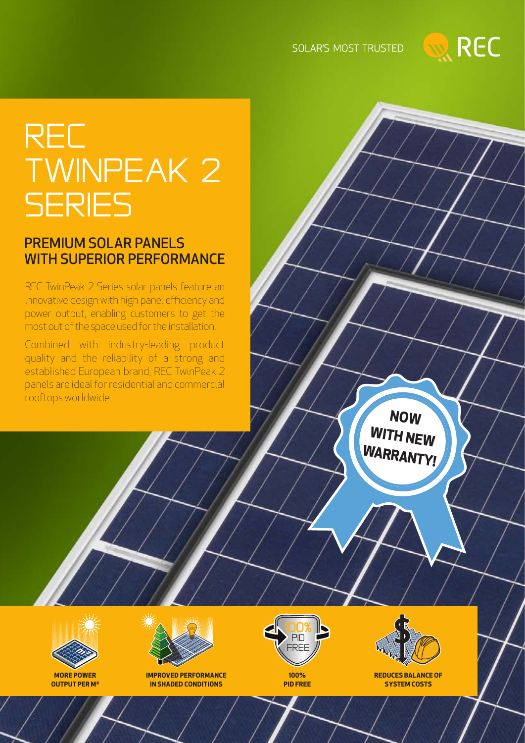SOLAR'S MOST TRUSTED

REC

# REC TWINPEAK 2 SERIES

## PREMIUM SOLAR PANELS WITH SUPERIOR PERFORMANCE

REC TwinPeak 2 Series solar panels feature an innovative design with high panel efficiency and power output, enabling customers to get the most out of the space used for the installation.

Combined with industry-leading product quality and the reliability of a strong and established European brand, REC TwinPeak 2 panels are ideal for residential and commercial rooftops worldwide.

**NOW WITH NEW WARRANTY!**

**MORE POWER OUTPUT PER M²**

**IMPROVED PERFORMANCE IN SHADED CONDITIONS**

**100% PID FREE**

**REDUCES BALANCE OF SYSTEM COSTS**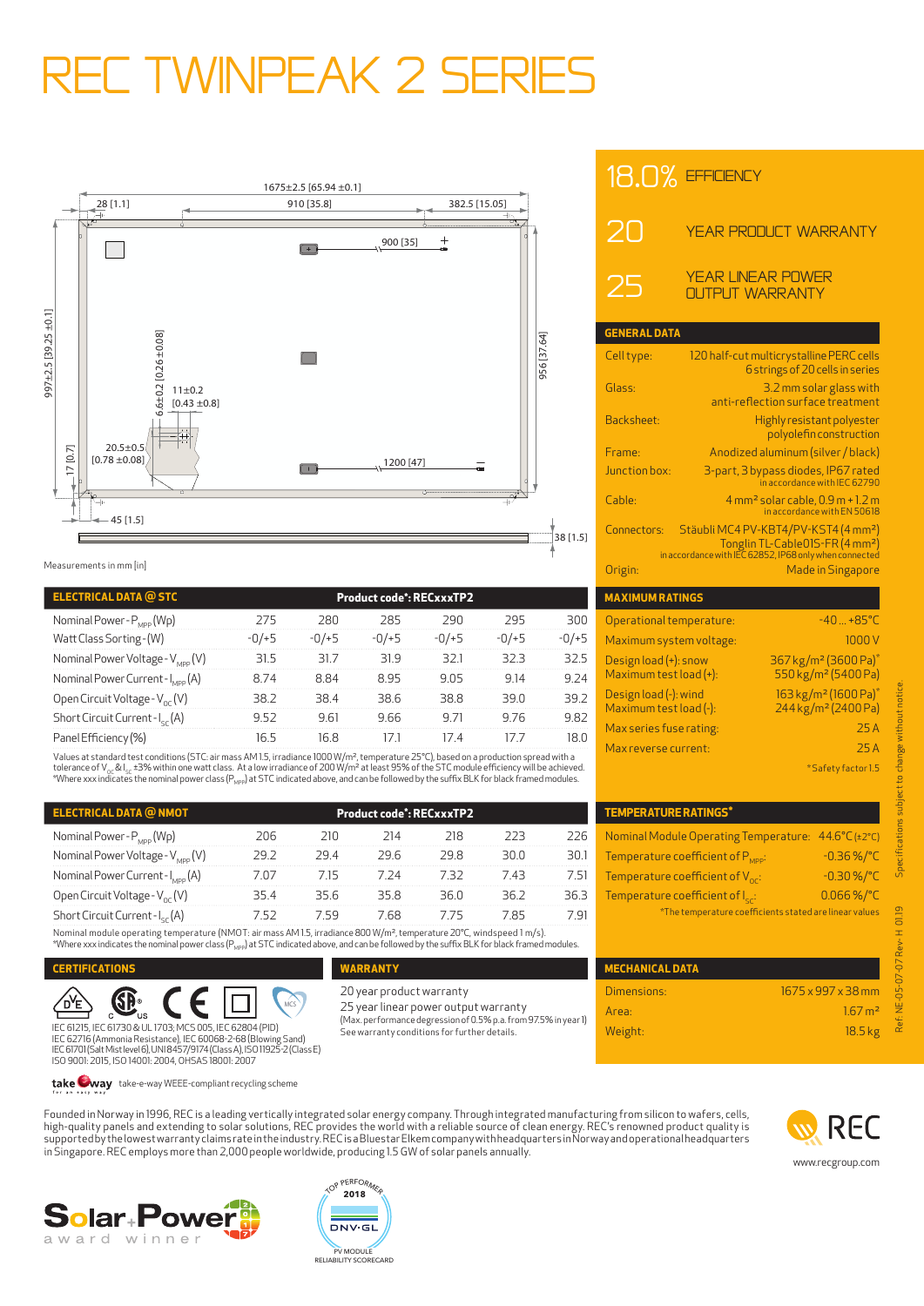# REC TWINPEAK 2 SERIES

1675±2.5 [65.94 ±0.1]
28 [1.1]
910 [35.8]
382.5 [15.05]
900 [35]
997±2.5 [39.25 ±0.1]
6.6±0.2 [0.26 ±0.08]
11±0.2
[0.43 ±0.8]
956 [37.64]
20.5±0.5
[0.78 ±0.08]
17 [0.7]
1200 [47]
45 [1.5]
38 [1.5]

Measurements in mm [in]

## 18.0% EFFICIENCY

## 20 YEAR PRODUCT WARRANTY

## 25 YEAR LINEAR POWER OUTPUT WARRANTY

### GENERAL DATA

| | |
|---|---|
| Cell type: | 120 half-cut multicrystalline PERC cells 6 strings of 20 cells in series |
| Glass: | 3.2 mm solar glass with anti-reflection surface treatment |
| Backsheet: | Highly resistant polyester polyolefin construction |
| Frame: | Anodized aluminum (silver / black) |
| Junction box: | 3-part, 3 bypass diodes, IP67 rated in accordance with IEC 62790 |
| Cable: | 4 mm² solar cable, 0.9 m + 1.2 m in accordance with EN 50618 |
| Connectors: | Stäubli MC4 PV-KBT4/PV-KST4 (4 mm²) Tonglin TL-Cable01S-FR (4 mm²) in accordance with IEC 62852, IP68 only when connected |
| Origin: | Made in Singapore |

### ELECTRICAL DATA @ STC

| Product code*: RECxxxTP2 | | | | | | |
|---|---|---|---|---|---|---|
| Nominal Power - $P_{MPP}$ (Wp) | 275 | 280 | 285 | 290 | 295 | 300 |
| Watt Class Sorting - (W) | -0/+5 | -0/+5 | -0/+5 | -0/+5 | -0/+5 | -0/+5 |
| Nominal Power Voltage - $V_{MPP}$ (V) | 31.5 | 31.7 | 31.9 | 32.1 | 32.3 | 32.5 |
| Nominal Power Current - $I_{MPP}$ (A) | 8.74 | 8.84 | 8.95 | 9.05 | 9.14 | 9.24 |
| Open Circuit Voltage - $V_{OC}$ (V) | 38.2 | 38.4 | 38.6 | 38.8 | 39.0 | 39.2 |
| Short Circuit Current - $I_{SC}$ (A) | 9.52 | 9.61 | 9.66 | 9.71 | 9.76 | 9.82 |
| Panel Efficiency (%) | 16.5 | 16.8 | 17.1 | 17.4 | 17.7 | 18.0 |

Values at standard test conditions (STC: air mass AM 1.5, irradiance 1000 W/m², temperature 25°C), based on a production spread with a tolerance of $V_{OC}$ & $I_{SC}$ ±3% within one watt class. At a low irradiance of 200 W/m² at least 95% of the STC module efficiency will be achieved.
*Where xxx indicates the nominal power class ($P_{MPP}$) at STC indicated above, and can be followed by the suffix BLK for black framed modules.

### MAXIMUM RATINGS

| | |
|---|---|
| Operational temperature: | -40 ... +85°C |
| Maximum system voltage: | 1000 V |
| Design load (+): snow<br>Maximum test load (+): | 367 kg/m² (3600 Pa)*<br>550 kg/m² (5400 Pa) |
| Design load (-): wind<br>Maximum test load (-): | 163 kg/m² (1600 Pa)*<br>244 kg/m² (2400 Pa) |
| Max series fuse rating: | 25 A |
| Max reverse current: | 25 A |

* Safety factor 1.5

### ELECTRICAL DATA @ NMOT

| Product code*: RECxxxTP2 | | | | | | |
|---|---|---|---|---|---|---|
| Nominal Power - $P_{MPP}$ (Wp) | 206 | 210 | 214 | 218 | 223 | 226 |
| Nominal Power Voltage - $V_{MPP}$ (V) | 29.2 | 29.4 | 29.6 | 29.8 | 30.0 | 30.1 |
| Nominal Power Current - $I_{MPP}$ (A) | 7.07 | 7.15 | 7.24 | 7.32 | 7.43 | 7.51 |
| Open Circuit Voltage - $V_{OC}$ (V) | 35.4 | 35.6 | 35.8 | 36.0 | 36.2 | 36.3 |
| Short Circuit Current - $I_{SC}$ (A) | 7.52 | 7.59 | 7.68 | 7.75 | 7.85 | 7.91 |

Nominal module operating temperature (NMOT: air mass AM 1.5, irradiance 800 W/m², temperature 20°C, windspeed 1 m/s).
*Where xxx indicates the nominal power class ($P_{MPP}$) at STC indicated above, and can be followed by the suffix BLK for black framed modules.

### TEMPERATURE RATINGS*

| | |
|---|---|
| Nominal Module Operating Temperature: | 44.6°C (±2°C) |
| Temperature coefficient of $P_{MPP}$: | -0.36 %/°C |
| Temperature coefficient of $V_{OC}$: | -0.30 %/°C |
| Temperature coefficient of $I_{SC}$: | 0.066 %/°C |

*The temperature coefficients stated are linear values

### CERTIFICATIONS

IEC 61215, IEC 61730 & UL 1703; MCS 005, IEC 62804 (PID)
IEC 62716 (Ammonia Resistance), IEC 60068-2-68 (Blowing Sand)
IEC 61701 (Salt Mist level 6), UNI 8457/9174 (Class A), ISO 11925-2 (Class E)
ISO 9001: 2015, ISO 14001: 2004, OHSAS 18001: 2007

take-e-way WEEE-compliant recycling scheme

### WARRANTY

20 year product warranty
25 year linear power output warranty
(Max. performance degression of 0.5% p.a. from 97.5% in year 1)
See warranty conditions for further details.

### MECHANICAL DATA

| | |
|---|---|
| Dimensions: | 1675 x 997 x 38 mm |
| Area: | 1.67 m² |
| Weight: | 18.5 kg |

Specifications subject to change without notice.

Ref: NE-05-07-07 Rev- H 01.19

Founded in Norway in 1996, REC is a leading vertically integrated solar energy company. Through integrated manufacturing from silicon to wafers, cells, high-quality panels and extending to solar solutions, REC provides the world with a reliable source of clean energy. REC's renowned product quality is supported by the lowest warranty claims rate in the industry. REC is a Bluestar Elkem company with headquarters in Norway and operational headquarters in Singapore. REC employs more than 2,000 people worldwide, producing 1.5 GW of solar panels annually.

REC
www.recgroup.com

Solar Power award winner

TOP PERFORMER 2018 DNV·GL PV MODULE RELIABILITY SCORECARD